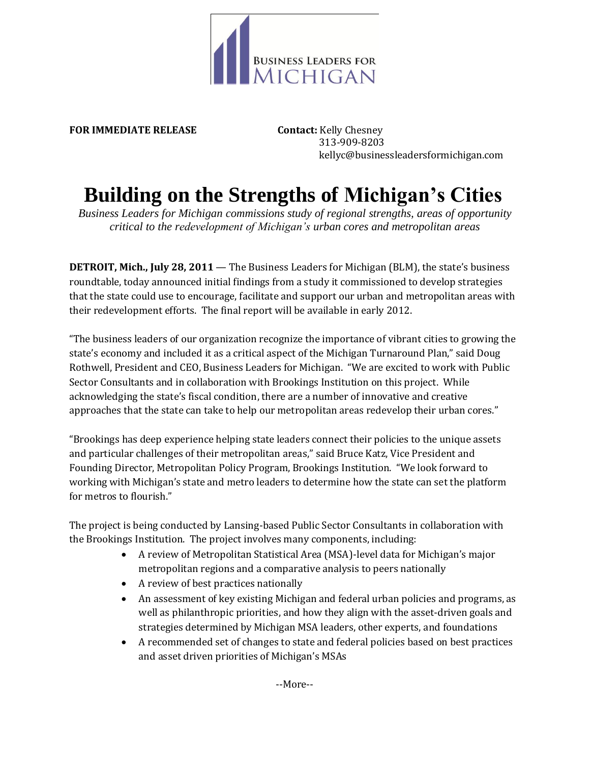BUSINESS LEADERS FOR MICHIGAN

**FOR IMMEDIATE RELEASE** **Contact:** Kelly Chesney
313-909-8203
kellyc@businessleadersformichigan.com

# Building on the Strengths of Michigan's Cities

*Business Leaders for Michigan commissions study of regional strengths, areas of opportunity critical to the redevelopment of Michigan's urban cores and metropolitan areas*

**DETROIT, Mich., July 28, 2011** — The Business Leaders for Michigan (BLM), the state's business roundtable, today announced initial findings from a study it commissioned to develop strategies that the state could use to encourage, facilitate and support our urban and metropolitan areas with their redevelopment efforts. The final report will be available in early 2012.

"The business leaders of our organization recognize the importance of vibrant cities to growing the state's economy and included it as a critical aspect of the Michigan Turnaround Plan," said Doug Rothwell, President and CEO, Business Leaders for Michigan. "We are excited to work with Public Sector Consultants and in collaboration with Brookings Institution on this project. While acknowledging the state's fiscal condition, there are a number of innovative and creative approaches that the state can take to help our metropolitan areas redevelop their urban cores."

"Brookings has deep experience helping state leaders connect their policies to the unique assets and particular challenges of their metropolitan areas," said Bruce Katz, Vice President and Founding Director, Metropolitan Policy Program, Brookings Institution. "We look forward to working with Michigan's state and metro leaders to determine how the state can set the platform for metros to flourish."

The project is being conducted by Lansing-based Public Sector Consultants in collaboration with the Brookings Institution. The project involves many components, including:

- A review of Metropolitan Statistical Area (MSA)-level data for Michigan's major metropolitan regions and a comparative analysis to peers nationally
- A review of best practices nationally
- An assessment of key existing Michigan and federal urban policies and programs, as well as philanthropic priorities, and how they align with the asset-driven goals and strategies determined by Michigan MSA leaders, other experts, and foundations
- A recommended set of changes to state and federal policies based on best practices and asset driven priorities of Michigan's MSAs

--More--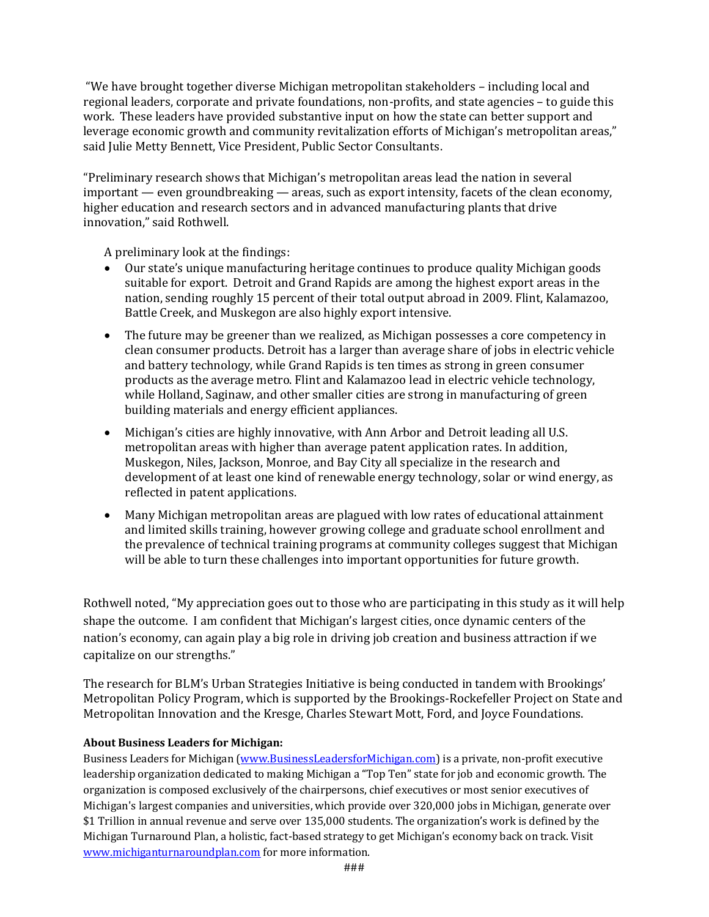"We have brought together diverse Michigan metropolitan stakeholders – including local and regional leaders, corporate and private foundations, non-profits, and state agencies – to guide this work. These leaders have provided substantive input on how the state can better support and leverage economic growth and community revitalization efforts of Michigan's metropolitan areas," said Julie Metty Bennett, Vice President, Public Sector Consultants.

"Preliminary research shows that Michigan's metropolitan areas lead the nation in several important — even groundbreaking — areas, such as export intensity, facets of the clean economy, higher education and research sectors and in advanced manufacturing plants that drive innovation," said Rothwell.

A preliminary look at the findings:

- Our state's unique manufacturing heritage continues to produce quality Michigan goods suitable for export. Detroit and Grand Rapids are among the highest export areas in the nation, sending roughly 15 percent of their total output abroad in 2009. Flint, Kalamazoo, Battle Creek, and Muskegon are also highly export intensive.
- The future may be greener than we realized, as Michigan possesses a core competency in clean consumer products. Detroit has a larger than average share of jobs in electric vehicle and battery technology, while Grand Rapids is ten times as strong in green consumer products as the average metro. Flint and Kalamazoo lead in electric vehicle technology, while Holland, Saginaw, and other smaller cities are strong in manufacturing of green building materials and energy efficient appliances.
- Michigan's cities are highly innovative, with Ann Arbor and Detroit leading all U.S. metropolitan areas with higher than average patent application rates. In addition, Muskegon, Niles, Jackson, Monroe, and Bay City all specialize in the research and development of at least one kind of renewable energy technology, solar or wind energy, as reflected in patent applications.
- Many Michigan metropolitan areas are plagued with low rates of educational attainment and limited skills training, however growing college and graduate school enrollment and the prevalence of technical training programs at community colleges suggest that Michigan will be able to turn these challenges into important opportunities for future growth.

Rothwell noted, "My appreciation goes out to those who are participating in this study as it will help shape the outcome. I am confident that Michigan's largest cities, once dynamic centers of the nation's economy, can again play a big role in driving job creation and business attraction if we capitalize on our strengths."

The research for BLM's Urban Strategies Initiative is being conducted in tandem with Brookings' Metropolitan Policy Program, which is supported by the Brookings-Rockefeller Project on State and Metropolitan Innovation and the Kresge, Charles Stewart Mott, Ford, and Joyce Foundations.

**About Business Leaders for Michigan:**

Business Leaders for Michigan (www.BusinessLeadersforMichigan.com) is a private, non-profit executive leadership organization dedicated to making Michigan a "Top Ten" state for job and economic growth. The organization is composed exclusively of the chairpersons, chief executives or most senior executives of Michigan's largest companies and universities, which provide over 320,000 jobs in Michigan, generate over $1 Trillion in annual revenue and serve over 135,000 students. The organization's work is defined by the Michigan Turnaround Plan, a holistic, fact-based strategy to get Michigan's economy back on track. Visit www.michiganturnaroundplan.com for more information.

###